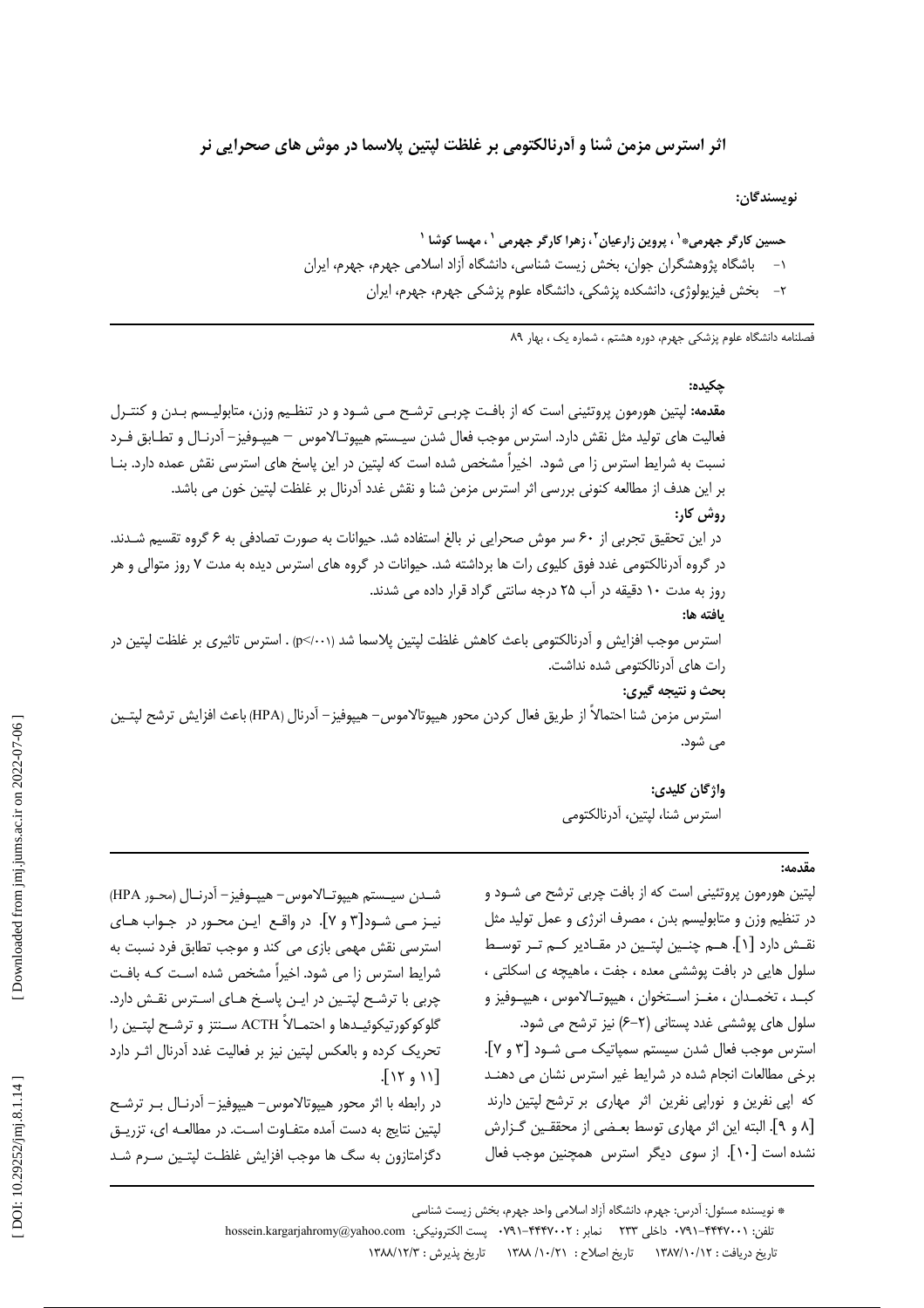# اثر استرس مزمن شنا و آدرنالکتومی بر غلظت لپتین پلاسما در موش های صحرایی نر

**نویسندگان:**

**حسین کارگر جهرمی*[1] ، پروین زارعیان[2] ، زهرا کارگر جهرمی [1] ، مهسا کوشا [1]**

۱- باشگاه پژوهشگران جوان، بخش زیست شناسی، دانشگاه آزاد اسلامی جهرم، جهرم، ایران

۲- بخش فیزیولوژی، دانشکده پزشکی، دانشگاه علوم پزشکی جهرم، جهرم، ایران

فصلنامه دانشگاه علوم پزشکی جهرم، دوره هشتم ، شماره یک ، بهار ۸۹

**چکیده:**

**مقدمه:** لپتین هورمون پروتئینی است که از بافت چربی ترشح می شود و در تنظیم وزن، متابولیسم بدن و کنترل فعالیت های تولید مثل نقش دارد. استرس موجب فعال شدن سیستم هیپوتالاموس – هیپوفیز– آدرنال و تطابق فرد نسبت به شرایط استرس زا می شود. اخیراً مشخص شده است که لپتین در این پاسخ های استرسی نقش عمده دارد. بنا بر این هدف از مطالعه کنونی بررسی اثر استرس مزمن شنا و نقش غدد آدرنال بر غلظت لپتین خون می باشد.

**روش کار:**

در این تحقیق تجربی از ۶۰ سر موش صحرایی نر بالغ استفاده شد. حیوانات به صورت تصادفی به ۶ گروه تقسیم شدند. در گروه آدرنالکتومی غدد فوق کلیوی رات ها برداشته شد. حیوانات در گروه های استرس دیده به مدت ۷ روز متوالی و هر روز به مدت ۱۰ دقیقه در آب ۲۵ درجه سانتی گراد قرار داده می شدند.

**یافته ها:**

استرس موجب افزایش و آدرنالکتومی باعث کاهش غلظت لپتین پلاسما شد (p<۰/۰۰۱) . استرس تاثیری بر غلظت لپتین در رات های آدرنالکتومی شده نداشت.

**بحث و نتیجه گیری:**

استرس مزمن شنا احتمالاً از طریق فعال کردن محور هیپوتالاموس– هیپوفیز– آدرنال (HPA) باعث افزایش ترشح لپتین می شود.

**واژگان کلیدی:**

استرس شنا، لپتین، آدرنالکتومی

**مقدمه:**

لپتین هورمون پروتئینی است که از بافت چربی ترشح می شود و در تنظیم وزن و متابولیسم بدن ، مصرف انرژی و عمل تولید مثل نقش دارد [۱]. هم چنین لپتین در مقادیر کم تر توسط سلول هایی در بافت پوششی معده ، جفت ، ماهیچه ی اسکلتی ، کبد ، تخمدان ، مغز استخوان ، هیپوتالاموس ، هیپوفیز و سلول های پوششی غدد پستانی (۲-۶) نیز ترشح می شود.

استرس موجب فعال شدن سیستم سمپاتیک می شود [۳ و ۷]. برخی مطالعات انجام شده در شرایط غیر استرس نشان می دهند که اپی نفرین و نوراپی نفرین اثر مهاری بر ترشح لپتین دارند [۸ و ۹]. البته این اثر مهاری توسط بعضی از محققین گزارش نشده است [۱۰]. از سوی دیگر استرس همچنین موجب فعال شدن سیستم هیپوتالاموس– هیپوفیز– آدرنال (محور HPA) نیز می شود[۳ و ۷]. در واقع این محور در جواب های استرسی نقش مهمی بازی می کند و موجب تطابق فرد نسبت به شرایط استرس زا می شود. اخیراً مشخص شده است که بافت چربی با ترشح لپتین در این پاسخ های استرس نقش دارد. گلوکوکورتیکوئیدها و احتمالاً ACTH سنتز و ترشح لپتین را تحریک کرده و بالعکس لپتین نیز بر فعالیت غدد آدرنال اثر دارد [۱۱ و ۱۲].

در رابطه با اثر محور هیپوتالاموس– هیپوفیز– آدرنال بر ترشح لپتین نتایج به دست آمده متفاوت است. در مطالعه ای، تزریق دگزامتازون به سگ ها موجب افزایش غلظت لپتین سرم شد

\* نویسنده مسئول: آدرس: جهرم، دانشگاه آزاد اسلامی واحد جهرم، بخش زیست شناسی

تلفن: ۴۴۴۷۰۰۱-۰۷۹۱ داخلی ۲۳۳ نمابر : ۴۴۴۷۰۰۲-۰۷۹۱ پست الکترونیکی: hossein.kargarjahromy@yahoo.com

تاریخ دریافت : ۱۳۸۷/۱۰/۱۲ تاریخ اصلاح : ۱۳۸۸/۱۰/۲۱ تاریخ پذیرش : ۱۳۸۸/۱۲/۳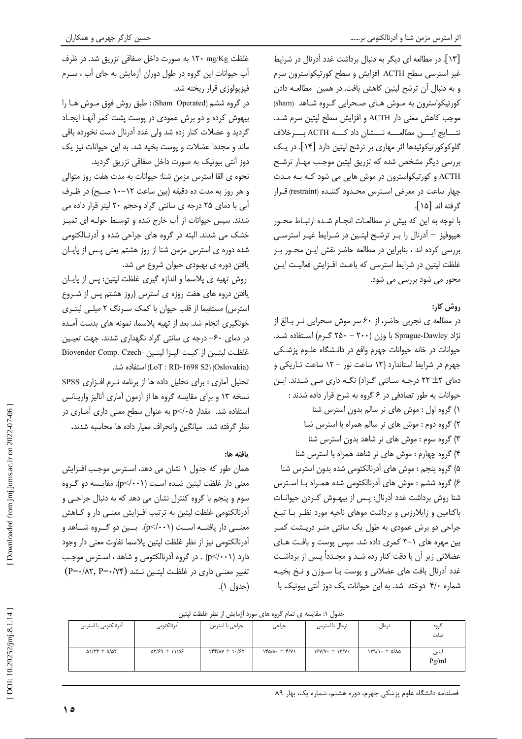[۱۳]. در مطالعه ای دیگر به دنبال برداشت غدد آدرنال در شرایط غیر استرسی سطح ACTH افزایش و سطح کورتیکواسترون سرم و به دنبال آن ترشح لپتین کاهش یافت. در همین مطالعه دادن کورتیکواسترون به موش های صحرایی گروه شاهد (sham) موجب کاهش معنی دار ACTH و افزایش سطح لپتین سرم شد. نتایج این مطالعه نشان داد که ACTH برخلاف گلوکوکورتیکوئیدها اثر مهاری بر ترشح لپتین دارد [۱۴]. در یک بررسی دیگر مشخص شده که تزریق لپتین موجب مهار ترشح ACTH و کورتیکواسترون در موش هایی می شود که به مدت چهار ساعت در معرض استرس محدود کننده (restraint) قرار گرفته اند [۱۵].

با توجه به این که بیش تر مطالعات انجام شده ارتباط محور هیپوفیز – آدرنال را بر ترشح لپتین در شرایط غیر استرسی بررسی کرده اند ، بنابراین در مطالعه حاضر نقش این محور بر غلظت لپتین در شرایط استرسی که باعث افزایش فعالیت این محور می شود بررسی می شود.

## روش کار:

در مطالعه ی تجربی حاضر، از ۶۰ سر موش صحرایی نر بالغ از نژاد Sprague-Dawley با وزن (۲۰۰ – ۲۵۰ گرم) استفاده شد. حیوانات در خانه حیوانات جهرم واقع در دانشگاه علوم پزشکی جهرم در شرایط استاندارد (۱۲ ساعت نور – ۱۲ ساعت تاریکی و دمای ۲± ۲۲ درجه سانتی گراد) نگه داری می شدند. این حیوانات به طور تصادفی در ۶ گروه به شرح قرار داده شدند :

۱) گروه اول : موش های نر سالم بدون استرس شنا
۲) گروه دوم : موش های نر سالم همراه با استرس شنا
۳) گروه سوم : موش های نر شاهد بدون استرس شنا
۴) گروه چهارم : موش های نر شاهد همراه با استرس شنا
۵) گروه پنجم : موش های آدرنالکتومی شده بدون استرس شنا
۶) گروه ششم : موش های آدرنالکتومی شده همراه با استرس شنا

روش برداشت غدد آدرنال: پس از بیهوش کردن حیوانات باکتامین و زایلارزس و برداشت موهای ناحیه مورد نظر با تیغ جراحی دو برش عمودی به طول یک سانتی متر درپشت کمر بین مهره های ۱-۳ کمری داده شد. سپس پوست و بافت های عضلانی زیر آن با دقت کنار زده شد و مجدداً پس از برداشت غدد آدرنال بافت های عضلانی و پوست با سوزن و نخ بخیه شماره ۴/۰ دوخته شد. به این حیوانات یک دوز آنتی بیوتیک با غلظت ۱۲۰ mg/Kg به صورت داخل صفاقی تزریق شد. در ظرف آب حیوانات این گروه در طول دوران آزمایش به جای آب ، سرم فیزیولوژی قرار ریخته شد.

در گروه ششم (Sham Operated) : طبق روش فوق موش ها را بیهوش کرده و دو برش عمودی در پوست پشت کمر آنها ایجاد گردید و عضلات کنار زده شد ولی غدد آدرنال دست نخورده باقی ماند و مجددا عضلات و پوست بخیه شد. به این حیوانات نیز یک دوز آنتی بیوتیک به صورت داخل صفاقی تزریق گردید.

نحوه ی القا استرس مزمن شنا: حیوانات به مدت هفت روز متوالی و هر روز به مدت ده دقیقه (بین ساعت ۱۲-۱۰ صبح) در ظرف آبی با دمای ۲۵ درجه ی سانتی گراد وحجم ۲۰ لیتر قرار داده می شدند. سپس حیوانات از آب خارج شده و توسط حوله ای تمیز خشک می شدند. البته در گروه های جراحی شده و آدرنالکتومی شده دوره ی استرس مزمن شنا از روز هشتم یعنی پس از پایان یافتن دوره ی بهبودی حیوان شروع می شد.

روش تهیه ی پلاسما و اندازه گیری غلظت لپتین: پس از پایان یافتن دروه های هفت روزه ی استرس (روز هشتم پس از شروع استرس) مستقیما از قلب حیوان با کمک سرنگ ۲ میلی لیتری خونگیری انجام شد. بعد از تهیه پلاسما، نمونه های بدست آمده در دمای ۶۰- درجه ی سانتی گراد نگهداری شدند. جهت تعیین غلظت لپتین از کیت الیزا لپتین Biovendor Comp. Czech- (Oslovakia) (LoT : RD-1698 S2) استفاده شد.

تحلیل آماری : برای تحلیل داده ها از برنامه نرم افزاری SPSS نسخه ۱۳ و برای مقایسه گروه ها از آزمون آماری آنالیز واریانس استفاده شد. مقدار p<۰/۰۵ به عنوان سطح معنی داری آماری در نظر گرفته شد. میانگین وانحراف معیار داده ها محاسبه شدند.

## یافته ها:

همان طور که جدول ۱ نشان می دهد، استرس موجب افزایش معنی دار غلظت لپتین شده است (p<۰/۰۰۱). مقایسه دو گروه سوم و پنجم با گروه کنترل نشان می دهد که به دنبال جراحی و آدرنالکتومی غلظت لپتین به ترتیب افزایش معنی دار و کاهش معنی دار یافته است (p<۰/۰۰۱). بین دو گروه شاهد و آدرنالکتومی نیز از نظر غلظت لپتین پلاسما تفاوت معنی دار وجود دارد (p<۰/۰۰۱) . در گروه آدرنالکتومی و شاهد ، استرس موجب تغییر معنی داری در غلظت لپتین نشد (P=۰/۸۲, P=۰/۷۴) (جدول ۱).

جدول ۱: مقایسه ی تمام گروه های مورد آزمایش از نظر غلظت لپتین

| گروه / صفت | نرمال | نرمال با استرس | جراحی | جراحی با استرس | آدرنالکتومی | آدرنالکتومی با استرس |
|---|---|---|---|---|---|---|
| لپتین Pg/ml | ۱۲۹/۱۰ ± ۵/۸۵ | ۱۶۷/۷۰ ± ۱۳/۷۰ | ۱۴۵/۸۰ ± ۴/۷۱ | ۱۴۴/۸۷ ± ۱۰/۶۲ | ۵۲/۶۹ ± ۱۱/۵۶ | ۵۱/۲۳ ± ۵/۵۲ |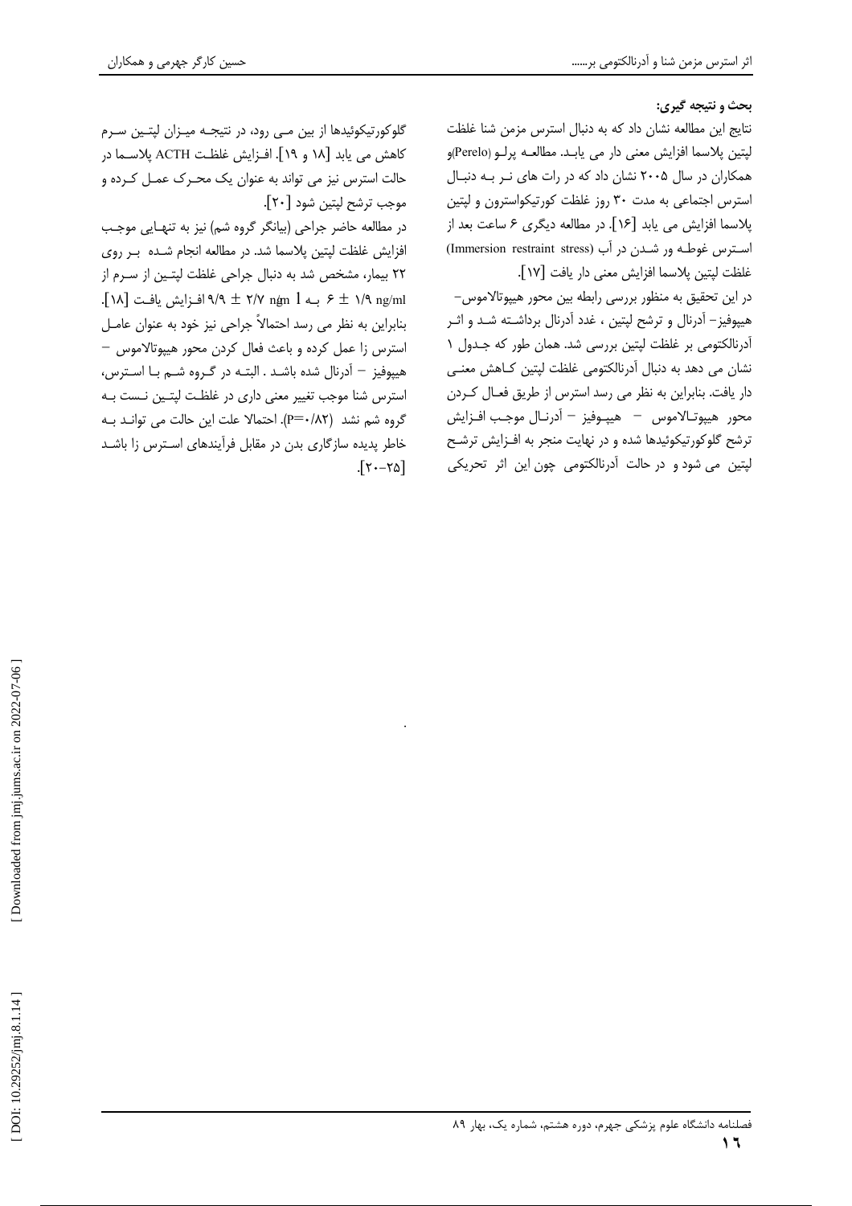**بحث و نتیجه گیری:**

نتایج این مطالعه نشان داد که به دنبال استرس مزمن شنا غلظت لپتین پلاسما افزایش معنی دار می یابد. مطالعه پرلو (Perelo)و همکاران در سال ۲۰۰۵ نشان داد که در رات های نر به دنبال استرس اجتماعی به مدت ۳۰ روز غلظت کورتیکواسترون و لپتین پلاسما افزایش می یابد [۱۶]. در مطالعه دیگری ۶ ساعت بعد از استرس غوطه ور شدن در آب (Immersion restraint stress) غلظت لپتین پلاسما افزایش معنی دار یافت [۱۷].

در این تحقیق به منظور بررسی رابطه بین محور هیپوتالاموس– هیپوفیز– آدرنال و ترشح لپتین ، غدد آدرنال برداشته شد و اثر آدرنالکتومی بر غلظت لپتین بررسی شد. همان طور که جدول ۱ نشان می دهد به دنبال آدرنالکتومی غلظت لپتین کاهش معنی دار یافت. بنابراین به نظر می رسد استرس از طریق فعال کردن محور هیپوتالاموس – هیپوفیز – آدرنال موجب افزایش ترشح گلوکورتیکوئیدها شده و در نهایت منجر به افزایش ترشح لپتین می شود و در حالت آدرنالکتومی چون این اثر تحریکی گلوکورتیکوئیدها از بین می رود، در نتیجه میزان لپتین سرم کاهش می یابد [۱۸ و ۱۹]. افزایش غلظت ACTH پلاسما در حالت استرس نیز می تواند به عنوان یک محرک عمل کرده و موجب ترشح لپتین شود [۲۰].

در مطالعه حاضر جراحی (بیانگر گروه شم) نیز به تنهایی موجب افزایش غلظت لپتین پلاسما شد. در مطالعه انجام شده بر روی ۲۲ بیمار، مشخص شد به دنبال جراحی غلظت لپتین از سرم از ۱/۹ ng/ml ± ۶ به ۲/۷ ng/ml ± ۹/۹ افزایش یافت [۱۸]. بنابراین به نظر می رسد احتمالاً جراحی نیز خود به عنوان عامل استرس زا عمل کرده و باعث فعال کردن محور هیپوتالاموس – هیپوفیز – آدرنال شده باشد . البته در گروه شم با استرس، استرس شنا موجب تغییر معنی داری در غلظت لپتین نست به گروه شم نشد (P=۰/۸۲). احتمالا علت این حالت می تواند به خاطر پدیده سازگاری بدن در مقابل فرآیندهای استرس زا باشد [۲۰-۲۵].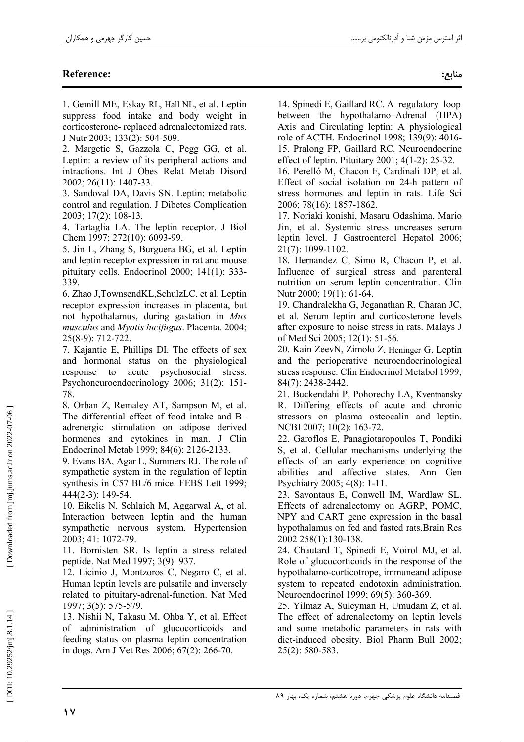## Reference:

## منابع:

1. Gemill ME, Eskay RL, Hall NL, et al. Leptin suppress food intake and body weight in corticosterone- replaced adrenalectomized rats. J Nutr 2003; 133(2): 504-509.
2. Margetic S, Gazzola C, Pegg GG, et al. Leptin: a review of its peripheral actions and intractions. Int J Obes Relat Metab Disord 2002; 26(11): 1407-33.
3. Sandoval DA, Davis SN. Leptin: metabolic control and regulation. J Dibetes Complication 2003; 17(2): 108-13.
4. Tartaglia LA. The leptin receptor. J Biol Chem 1997; 272(10): 6093-99.
5. Jin L, Zhang S, Burguera BG, et al. Leptin and leptin receptor expression in rat and mouse pituitary cells. Endocrinol 2000; 141(1): 333-339.
6. Zhao J,TownsendKL,SchulzLC, et al. Leptin receptor expression increases in placenta, but not hypothalamus, during gastation in *Mus musculus* and *Myotis lucifugus*. Placenta. 2004; 25(8-9): 712-722.
7. Kajantie E, Phillips DI. The effects of sex and hormonal status on the physiological response to acute psychosocial stress. Psychoneuroendocrinology 2006; 31(2): 151-78.
8. Orban Z, Remaley AT, Sampson M, et al. The differential effect of food intake and B–adrenergic stimulation on adipose derived hormones and cytokines in man. J Clin Endocrinol Metab 1999; 84(6): 2126-2133.
9. Evans BA, Agar L, Summers RJ. The role of sympathetic system in the regulation of leptin synthesis in C57 BL/6 mice. FEBS Lett 1999; 444(2-3): 149-54.
10. Eikelis N, Schlaich M, Aggarwal A, et al. Interaction between leptin and the human sympathetic nervous system. Hypertension 2003; 41: 1072-79.
11. Bornisten SR. Is leptin a stress related peptide. Nat Med 1997; 3(9): 937.
12. Licinio J, Montzoros C, Negaro C, et al. Human leptin levels are pulsatile and inversely related to pituitary-adrenal-function. Nat Med 1997; 3(5): 575-579.
13. Nishii N, Takasu M, Ohba Y, et al. Effect of administration of glucocorticoids and feeding status on plasma leptin concentration in dogs. Am J Vet Res 2006; 67(2): 266-70.
14. Spinedi E, Gaillard RC. A regulatory loop between the hypothalamo–Adrenal (HPA) Axis and Circulating leptin: A physiological role of ACTH. Endocrinol 1998; 139(9): 4016-
15. Pralong FP, Gaillard RC. Neuroendocrine effect of leptin. Pituitary 2001; 4(1-2): 25-32.
16. Perelló M, Chacon F, Cardinali DP, et al. Effect of social isolation on 24-h pattern of stress hormones and leptin in rats. Life Sci 2006; 78(16): 1857-1862.
17. Noriaki konishi, Masaru Odashima, Mario Jin, et al. Systemic stress uncreases serum leptin level. J Gastroenterol Hepatol 2006; 21(7): 1099-1102.
18. Hernandez C, Simo R, Chacon P, et al. Influence of surgical stress and parenteral nutrition on serum leptin concentration. Clin Nutr 2000; 19(1): 61-64.
19. Chandralekha G, Jeganathan R, Charan JC, et al. Serum leptin and corticosterone levels after exposure to noise stress in rats. Malays J of Med Sci 2005; 12(1): 51-56.
20. Kain ZeevN, Zimolo Z, Heninger G. Leptin and the perioperative neuroendocrinological stress response. Clin Endocrinol Metabol 1999; 84(7): 2438-2442.
21. Buckendahi P, Pohorechy LA, Kventnansky R. Differing effects of acute and chronic stressors on plasma osteocalin and leptin. NCBI 2007; 10(2): 163-72.
22. Garoflos E, Panagiotaropoulos T, Pondiki S, et al. Cellular mechanisms underlying the effects of an early experience on cognitive abilities and affective states. Ann Gen Psychiatry 2005; 4(8): 1-11.
23. Savontaus E, Conwell IM, Wardlaw SL. Effects of adrenalectomy on AGRP, POMC, NPY and CART gene expression in the basal hypothalamus on fed and fasted rats.Brain Res 2002 258(1):130-138.
24. Chautard T, Spinedi E, Voirol MJ, et al. Role of glucocorticoids in the response of the hypothalamo-corticotrope, immuneand adipose system to repeated endotoxin administration. Neuroendocrinol 1999; 69(5): 360-369.
25. Yilmaz A, Suleyman H, Umudam Z, et al. The effect of adrenalectomy on leptin levels and some metabolic parameters in rats with diet-induced obesity. Biol Pharm Bull 2002; 25(2): 580-583.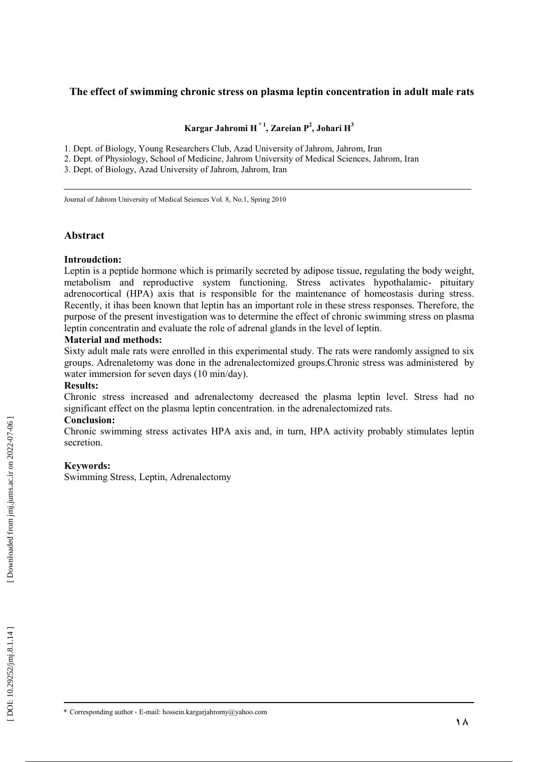# The effect of swimming chronic stress on plasma leptin concentration in adult male rats

**Kargar Jahromi H [*1], Zareian P[2], Johari H[3]**

1. Dept. of Biology, Young Researchers Club, Azad University of Jahrom, Jahrom, Iran
2. Dept. of Physiology, School of Medicine, Jahrom University of Medical Sciences, Jahrom, Iran
3. Dept. of Biology, Azad University of Jahrom, Jahrom, Iran

Journal of Jahrom University of Medical Seiences Vol. 8, No.1, Spring 2010

## Abstract

**Introudction:**
Leptin is a peptide hormone which is primarily secreted by adipose tissue, regulating the body weight, metabolism and reproductive system functioning. Stress activates hypothalamic- pituitary adrenocortical (HPA) axis that is responsible for the maintenance of homeostasis during stress. Recently, it ihas been known that leptin has an important role in these stress responses. Therefore, the purpose of the present investigation was to determine the effect of chronic swimming stress on plasma leptin concentratin and evaluate the role of adrenal glands in the level of leptin.

**Material and methods:**
Sixty adult male rats were enrolled in this experimental study. The rats were randomly assigned to six groups. Adrenaletomy was done in the adrenalectomized groups.Chronic stress was administered by water immersion for seven days (10 min/day).

**Results:**
Chronic stress increased and adrenalectomy decreased the plasma leptin level. Stress had no significant effect on the plasma leptin concentration. in the adrenalectomized rats.

**Conclusion:**
Chronic swimming stress activates HPA axis and, in turn, HPA activity probably stimulates leptin secretion.

**Keywords:**
Swimming Stress, Leptin, Adrenalectomy

\* Corresponding author ، E-mail: hossein.kargarjahromy@yahoo.com